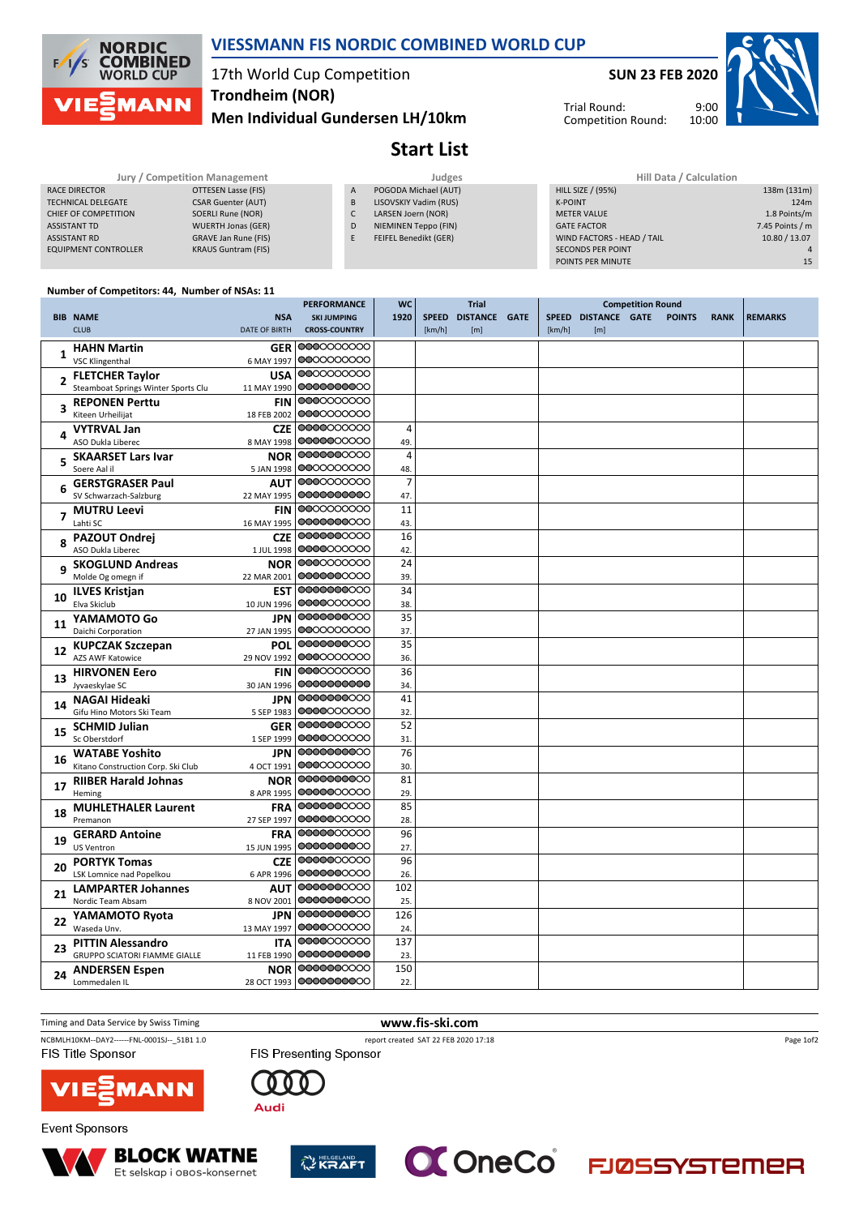# VIESSMANN FIS NORDIC COMBINED WORLD CUP

17th World Cup Competition
**Trondheim (NOR)**
**Men Individual Gundersen LH/10km**

**SUN 23 FEB 2020**

Trial Round: 9:00
Competition Round: 10:00

## Start List

| Jury / Competition Management | |
|---|---|
| RACE DIRECTOR | OTTESEN Lasse (FIS) |
| TECHNICAL DELEGATE | CSAR Guenter (AUT) |
| CHIEF OF COMPETITION | SOERLI Rune (NOR) |
| ASSISTANT TD | WUERTH Jonas (GER) |
| ASSISTANT RD | GRAVE Jan Rune (FIS) |
| EQUIPMENT CONTROLLER | KRAUS Guntram (FIS) |

| Judges | |
|---|---|
| A | POGODA Michael (AUT) |
| B | LISOVSKIY Vadim (RUS) |
| C | LARSEN Joern (NOR) |
| D | NIEMINEN Teppo (FIN) |
| E | FEIFEL Benedikt (GER) |

| Hill Data / Calculation | |
|---|---|
| HILL SIZE / (95%) | 138m (131m) |
| K-POINT | 124m |
| METER VALUE | 1.8 Points/m |
| GATE FACTOR | 7.45 Points / m |
| WIND FACTORS - HEAD / TAIL | 10.80 / 13.07 |
| SECONDS PER POINT | 4 |
| POINTS PER MINUTE | 15 |

Number of Competitors: 44, Number of NSAs: 11

| BIB | NAME / CLUB | NSA / DATE OF BIRTH | WC 1920 | Trial SPEED [km/h] | Trial DISTANCE [m] | Trial GATE | Competition SPEED [km/h] | Competition DISTANCE [m] | Competition GATE | POINTS | RANK | REMARKS |
|---|---|---|---|---|---|---|---|---|---|---|---|---|
| 1 | **HAHN Martin**<br>VSC Klingenthal | GER<br>6 MAY 1997 | | | | | | | | | | |
| 2 | **FLETCHER Taylor**<br>Steamboat Springs Winter Sports Clu | USA<br>11 MAY 1990 | | | | | | | | | | |
| 3 | **REPONEN Perttu**<br>Kiteen Urheilijat | FIN<br>18 FEB 2002 | | | | | | | | | | |
| 4 | **VYTRVAL Jan**<br>ASO Dukla Liberec | CZE<br>8 MAY 1998 | 4<br>49. | | | | | | | | | |
| 5 | **SKAARSET Lars Ivar**<br>Soere Aal il | NOR<br>5 JAN 1998 | 4<br>48. | | | | | | | | | |
| 6 | **GERSTGRASER Paul**<br>SV Schwarzach-Salzburg | AUT<br>22 MAY 1995 | 7<br>47. | | | | | | | | | |
| 7 | **MUTRU Leevi**<br>Lahti SC | FIN<br>16 MAY 1995 | 11<br>43. | | | | | | | | | |
| 8 | **PAZOUT Ondrej**<br>ASO Dukla Liberec | CZE<br>1 JUL 1998 | 16<br>42. | | | | | | | | | |
| 9 | **SKOGLUND Andreas**<br>Molde Og omegn if | NOR<br>22 MAR 2001 | 24<br>39. | | | | | | | | | |
| 10 | **ILVES Kristjan**<br>Elva Skiclub | EST<br>10 JUN 1996 | 34<br>38. | | | | | | | | | |
| 11 | **YAMAMOTO Go**<br>Daichi Corporation | JPN<br>27 JAN 1995 | 35<br>37. | | | | | | | | | |
| 12 | **KUPCZAK Szczepan**<br>AZS AWF Katowice | POL<br>29 NOV 1992 | 35<br>36. | | | | | | | | | |
| 13 | **HIRVONEN Eero**<br>Jyvaeskylae SC | FIN<br>30 JAN 1996 | 36<br>34. | | | | | | | | | |
| 14 | **NAGAI Hideaki**<br>Gifu Hino Motors Ski Team | JPN<br>5 SEP 1983 | 41<br>32. | | | | | | | | | |
| 15 | **SCHMID Julian**<br>Sc Oberstdorf | GER<br>1 SEP 1999 | 52<br>31. | | | | | | | | | |
| 16 | **WATABE Yoshito**<br>Kitano Construction Corp. Ski Club | JPN<br>4 OCT 1991 | 76<br>30. | | | | | | | | | |
| 17 | **RIIBER Harald Johnas**<br>Heming | NOR<br>8 APR 1995 | 81<br>29. | | | | | | | | | |
| 18 | **MUHLETHALER Laurent**<br>Premanon | FRA<br>27 SEP 1997 | 85<br>28. | | | | | | | | | |
| 19 | **GERARD Antoine**<br>US Ventron | FRA<br>15 JUN 1995 | 96<br>27. | | | | | | | | | |
| 20 | **PORTYK Tomas**<br>LSK Lomnice nad Popelkou | CZE<br>6 APR 1996 | 96<br>26. | | | | | | | | | |
| 21 | **LAMPARTER Johannes**<br>Nordic Team Absam | AUT<br>8 NOV 2001 | 102<br>25. | | | | | | | | | |
| 22 | **YAMAMOTO Ryota**<br>Waseda Unv. | JPN<br>13 MAY 1997 | 126<br>24. | | | | | | | | | |
| 23 | **PITTIN Alessandro**<br>GRUPPO SCIATORI FIAMME GIALLE | ITA<br>11 FEB 1990 | 137<br>23. | | | | | | | | | |
| 24 | **ANDERSEN Espen**<br>Lommedalen IL | NOR<br>28 OCT 1993 | 150<br>22. | | | | | | | | | |

Timing and Data Service by Swiss Timing
www.fis-ski.com
NCBMLH10KM--DAY2------FNL-0001SJ--_51B1 1.0 report created SAT 22 FEB 2020 17:18

FIS Title Sponsor: VIESSMANN
FIS Presenting Sponsor: Audi
Event Sponsors: BLOCK WATNE (Et selskap i OBOS-konsernet), HELGELAND KRAFT, OneCo, FJØSSYSTEMER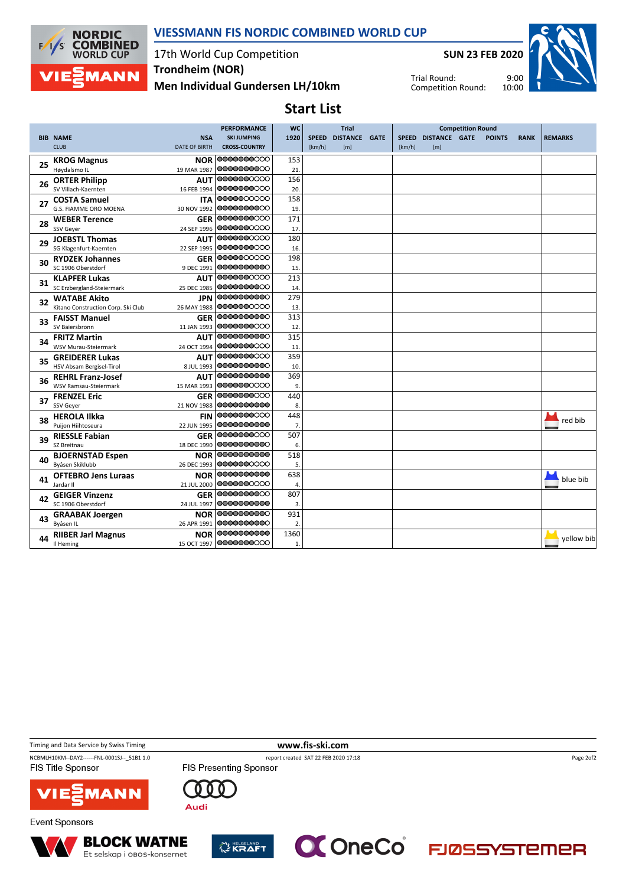# VIESSMANN FIS NORDIC COMBINED WORLD CUP

17th World Cup Competition

**Trondheim (NOR)**

**Men Individual Gundersen LH/10km**

**SUN 23 FEB 2020**

Trial Round: 9:00
Competition Round: 10:00

## Start List

| BIB | NAME / CLUB | NSA / DATE OF BIRTH | PERFORMANCE SKI JUMPING / CROSS-COUNTRY | WC 1920 | Trial SPEED [km/h] | Trial DISTANCE [m] | Trial GATE | Competition Round SPEED [km/h] | Competition Round DISTANCE [m] | Competition Round GATE | POINTS | RANK | REMARKS |
|---|---|---|---|---|---|---|---|---|---|---|---|---|---|
| 25 | **KROG Magnus** Høydalsmo IL | **NOR** 19 MAR 1987 | | 153 / 21. | | | | | | | | | |
| 26 | **ORTER Philipp** SV Villach-Kaernten | **AUT** 16 FEB 1994 | | 156 / 20. | | | | | | | | | |
| 27 | **COSTA Samuel** G.S. FIAMME ORO MOENA | **ITA** 30 NOV 1992 | | 158 / 19. | | | | | | | | | |
| 28 | **WEBER Terence** SSV Geyer | **GER** 24 SEP 1996 | | 171 / 17. | | | | | | | | | |
| 29 | **JOEBSTL Thomas** SG Klagenfurt-Kaernten | **AUT** 22 SEP 1995 | | 180 / 16. | | | | | | | | | |
| 30 | **RYDZEK Johannes** SC 1906 Oberstdorf | **GER** 9 DEC 1991 | | 198 / 15. | | | | | | | | | |
| 31 | **KLAPFER Lukas** SC Erzbergland-Steiermark | **AUT** 25 DEC 1985 | | 213 / 14. | | | | | | | | | |
| 32 | **WATABE Akito** Kitano Construction Corp. Ski Club | **JPN** 26 MAY 1988 | | 279 / 13. | | | | | | | | | |
| 33 | **FAISST Manuel** SV Baiersbronn | **GER** 11 JAN 1993 | | 313 / 12. | | | | | | | | | |
| 34 | **FRITZ Martin** WSV Murau-Steiermark | **AUT** 24 OCT 1994 | | 315 / 11. | | | | | | | | | |
| 35 | **GREIDERER Lukas** HSV Absam Bergisel-Tirol | **AUT** 8 JUL 1993 | | 359 / 10. | | | | | | | | | |
| 36 | **REHRL Franz-Josef** WSV Ramsau-Steiermark | **AUT** 15 MAR 1993 | | 369 / 9. | | | | | | | | | |
| 37 | **FRENZEL Eric** SSV Geyer | **GER** 21 NOV 1988 | | 440 / 8. | | | | | | | | | |
| 38 | **HEROLA Ilkka** Puijon Hiihtoseura | **FIN** 22 JUN 1995 | | 448 / 7. | | | | | | | | | red bib |
| 39 | **RIESSLE Fabian** SZ Breitnau | **GER** 18 DEC 1990 | | 507 / 6. | | | | | | | | | |
| 40 | **BJOERNSTAD Espen** Byåsen Skiklubb | **NOR** 26 DEC 1993 | | 518 / 5. | | | | | | | | | |
| 41 | **OFTEBRO Jens Luraas** Jardar Il | **NOR** 21 JUL 2000 | | 638 / 4. | | | | | | | | | blue bib |
| 42 | **GEIGER Vinzenz** SC 1906 Oberstdorf | **GER** 24 JUL 1997 | | 807 / 3. | | | | | | | | | |
| 43 | **GRAABAK Joergen** Byåsen IL | **NOR** 26 APR 1991 | | 931 / 2. | | | | | | | | | |
| 44 | **RIIBER Jarl Magnus** Il Heming | **NOR** 15 OCT 1997 | | 1360 / 1. | | | | | | | | | yellow bib |

Timing and Data Service by Swiss Timing

www.fis-ski.com

NCBMLH10KM--DAY2------FNL-0001SJ--_51B1 1.0 report created SAT 22 FEB 2020 17:18

FIS Title Sponsor: VIESSMANN

FIS Presenting Sponsor: Audi

Event Sponsors: BLOCK WATNE (Et selskap i OBOS-konsernet), HELGELAND KRAFT, OneCo, FJØSSYSTEMER